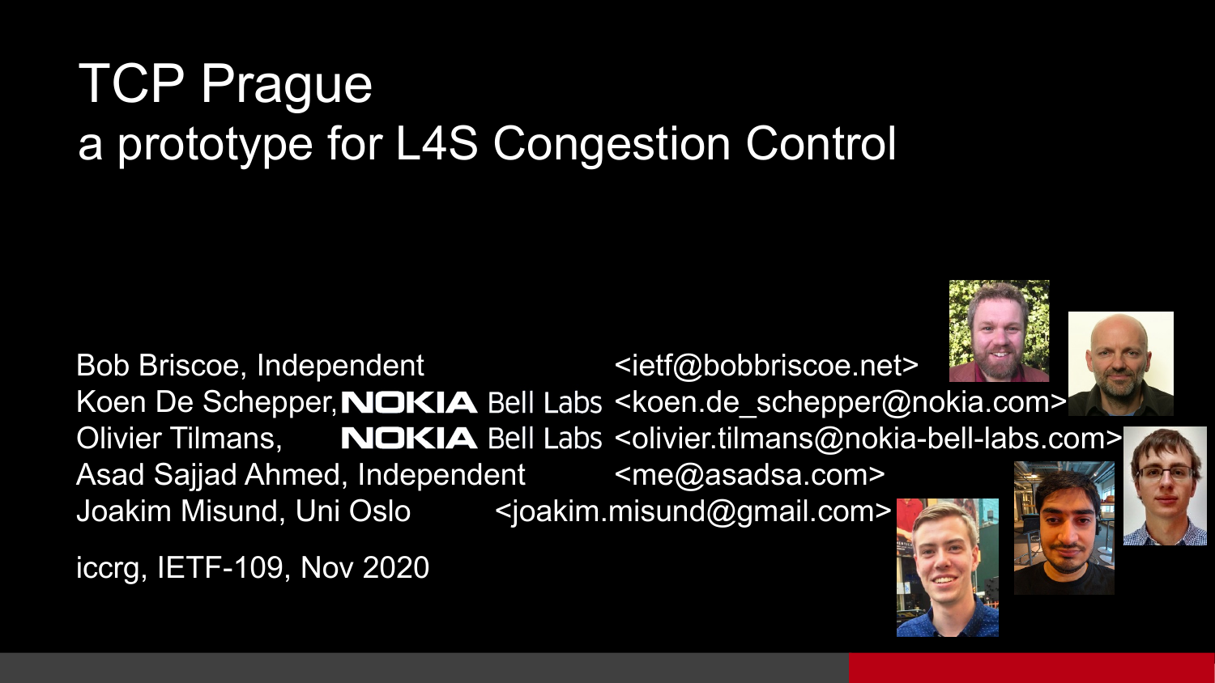# TCP Prague

## a prototype for L4S Congestion Control

Bob Briscoe, Independent <ietf@bobbriscoe.net>
Koen De Schepper, NOKIA Bell Labs <koen.de_schepper@nokia.com>
Olivier Tilmans, NOKIA Bell Labs <olivier.tilmans@nokia-bell-labs.com>
Asad Sajjad Ahmed, Independent <me@asadsa.com>
Joakim Misund, Uni Oslo <joakim.misund@gmail.com>

iccrg, IETF-109, Nov 2020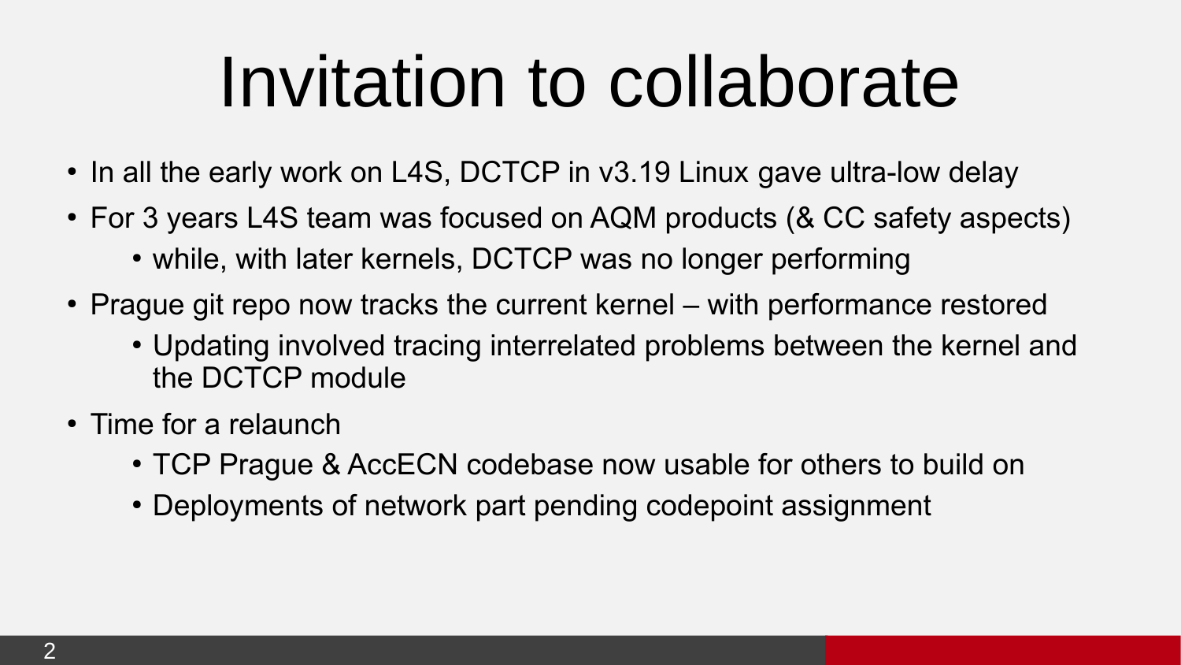# Invitation to collaborate

- In all the early work on L4S, DCTCP in v3.19 Linux gave ultra-low delay
- For 3 years L4S team was focused on AQM products (& CC safety aspects)
  - while, with later kernels, DCTCP was no longer performing
- Prague git repo now tracks the current kernel – with performance restored
  - Updating involved tracing interrelated problems between the kernel and the DCTCP module
- Time for a relaunch
  - TCP Prague & AccECN codebase now usable for others to build on
  - Deployments of network part pending codepoint assignment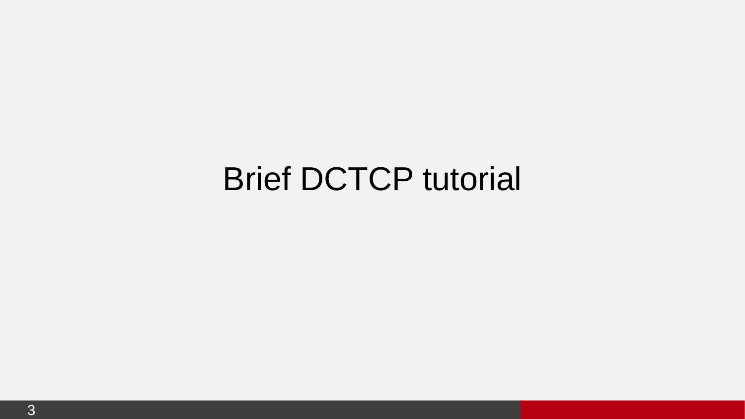# Brief DCTCP tutorial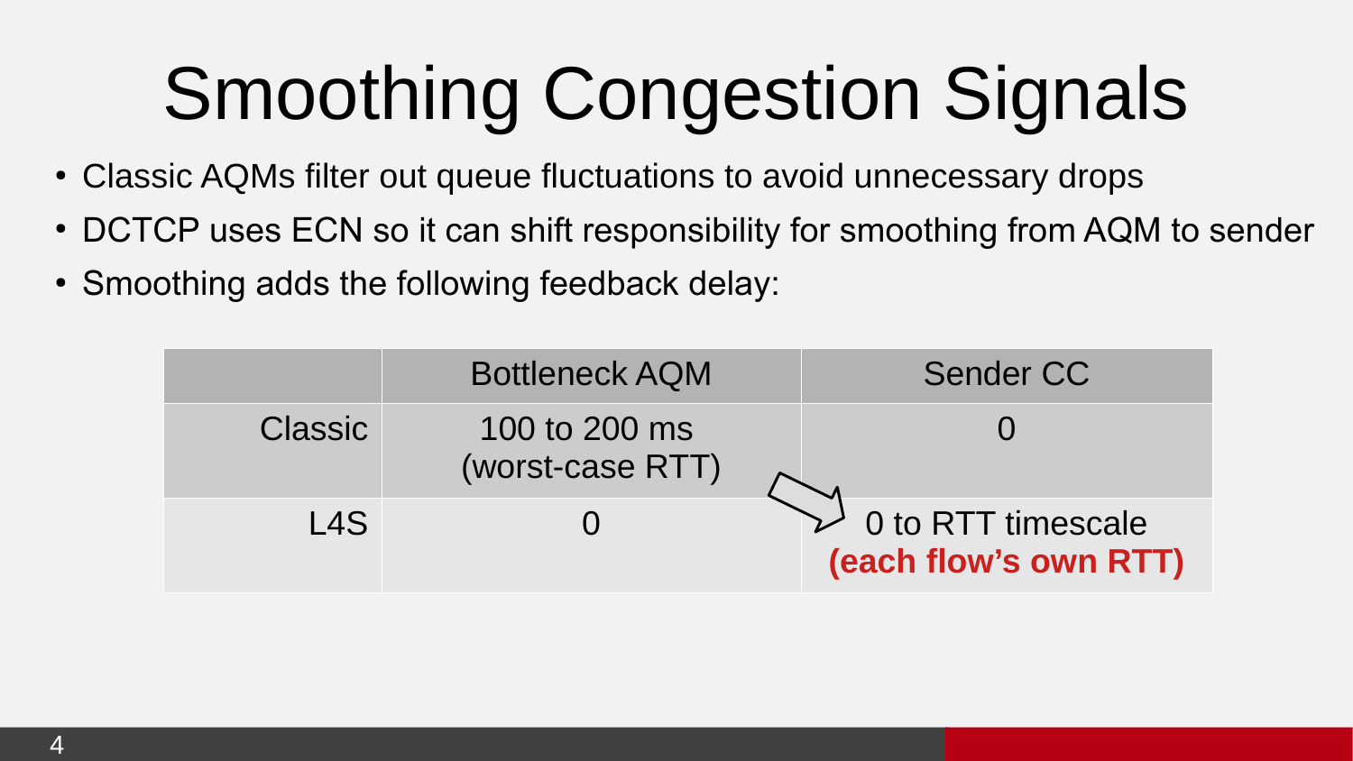# Smoothing Congestion Signals

- Classic AQMs filter out queue fluctuations to avoid unnecessary drops
- DCTCP uses ECN so it can shift responsibility for smoothing from AQM to sender
- Smoothing adds the following feedback delay:

| | Bottleneck AQM | Sender CC |
|---|---|---|
| Classic | 100 to 200 ms (worst-case RTT) | 0 |
| L4S | 0 | 0 to RTT timescale **(each flow's own RTT)** |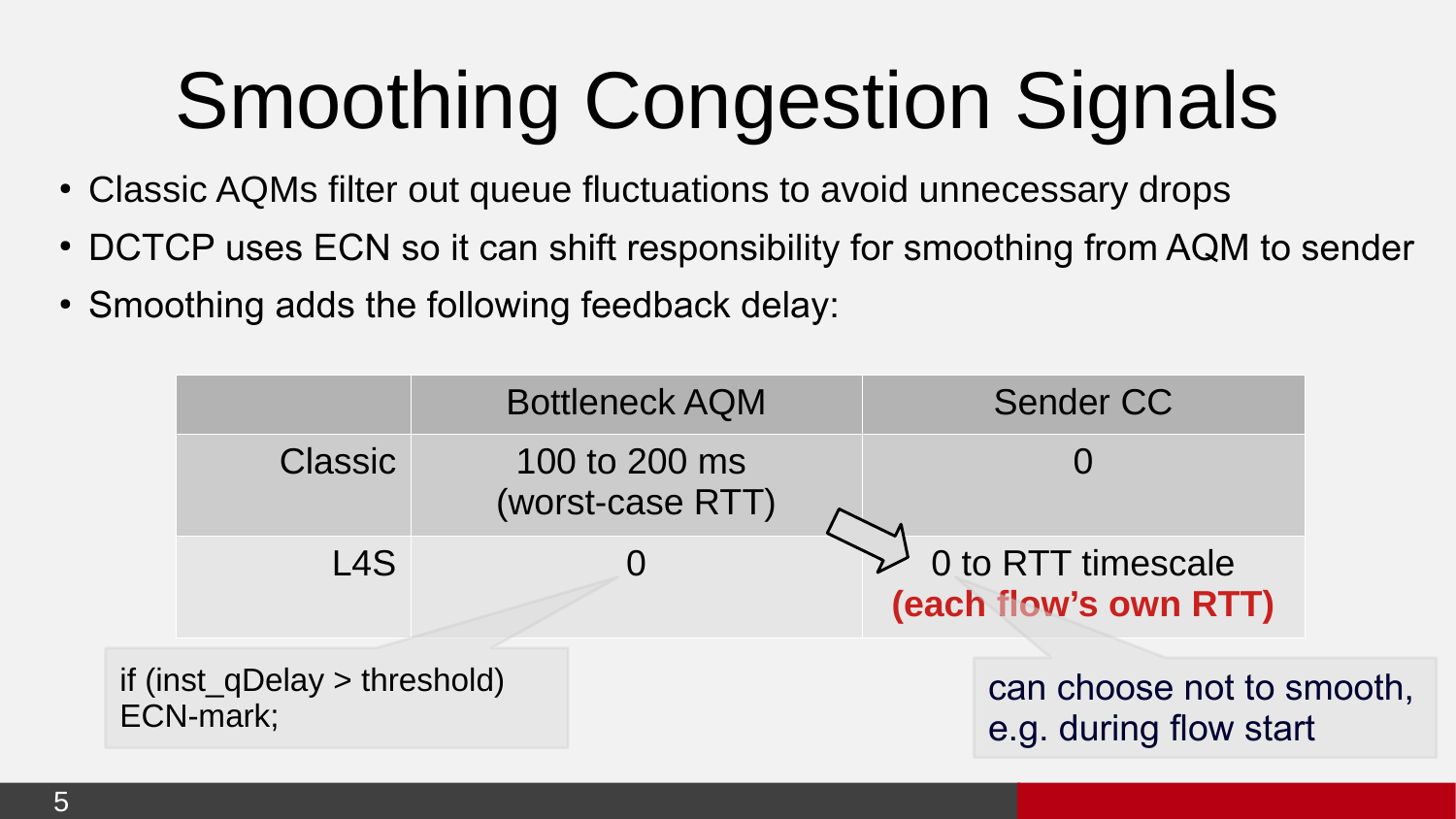# Smoothing Congestion Signals

- Classic AQMs filter out queue fluctuations to avoid unnecessary drops
- DCTCP uses ECN so it can shift responsibility for smoothing from AQM to sender
- Smoothing adds the following feedback delay:

| | Bottleneck AQM | Sender CC |
|---|---|---|
| Classic | 100 to 200 ms (worst-case RTT) | 0 |
| L4S | 0 | 0 to RTT timescale **(each flow's own RTT)** |

```
if (inst_qDelay > threshold)
ECN-mark;
```

can choose not to smooth, e.g. during flow start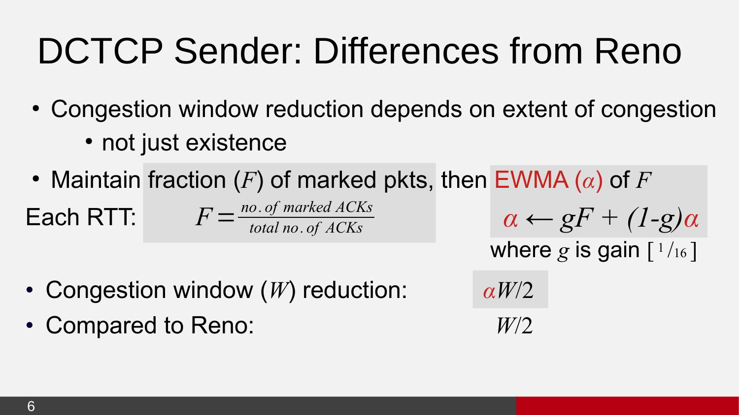# DCTCP Sender: Differences from Reno

- Congestion window reduction depends on extent of congestion
  - not just existence
- Maintain fraction ($F$) of marked pkts, then EWMA ($\alpha$) of $F$

Each RTT:

$$F = \frac{no.\ of\ marked\ ACKs}{total\ no.\ of\ ACKs}$$

$$\alpha \leftarrow gF + (1-g)\alpha$$

where $g$ is gain [ $^1/_{16}$ ]

- Congestion window ($W$) reduction: $\alpha W/2$
- Compared to Reno: $W/2$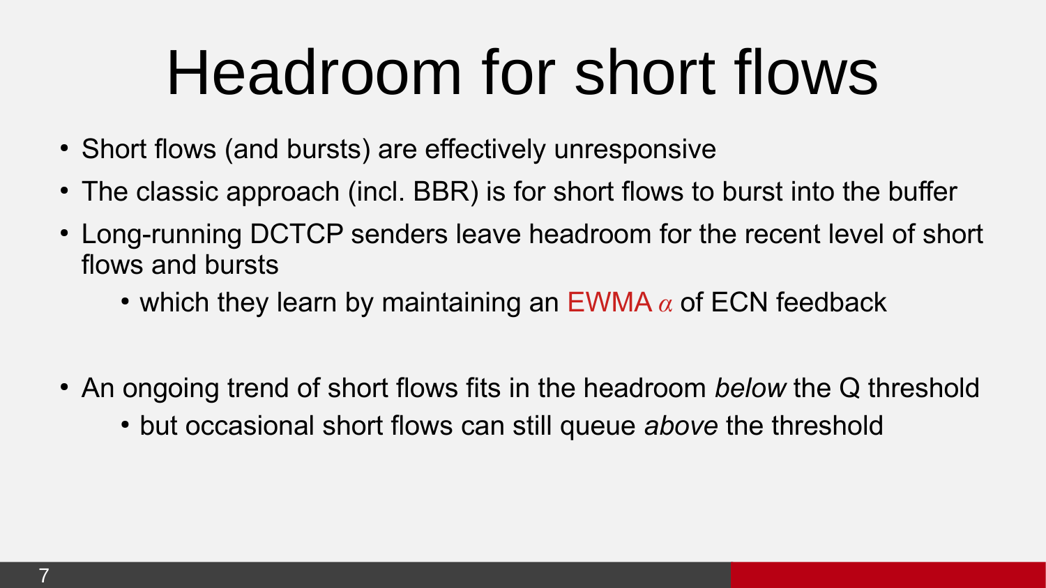# Headroom for short flows

- Short flows (and bursts) are effectively unresponsive
- The classic approach (incl. BBR) is for short flows to burst into the buffer
- Long-running DCTCP senders leave headroom for the recent level of short flows and bursts
  - which they learn by maintaining an EWMA $\alpha$ of ECN feedback

- An ongoing trend of short flows fits in the headroom *below* the Q threshold
  - but occasional short flows can still queue *above* the threshold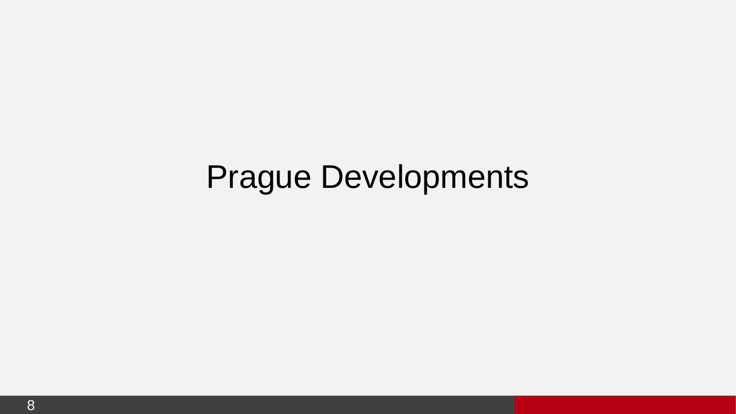# Prague Developments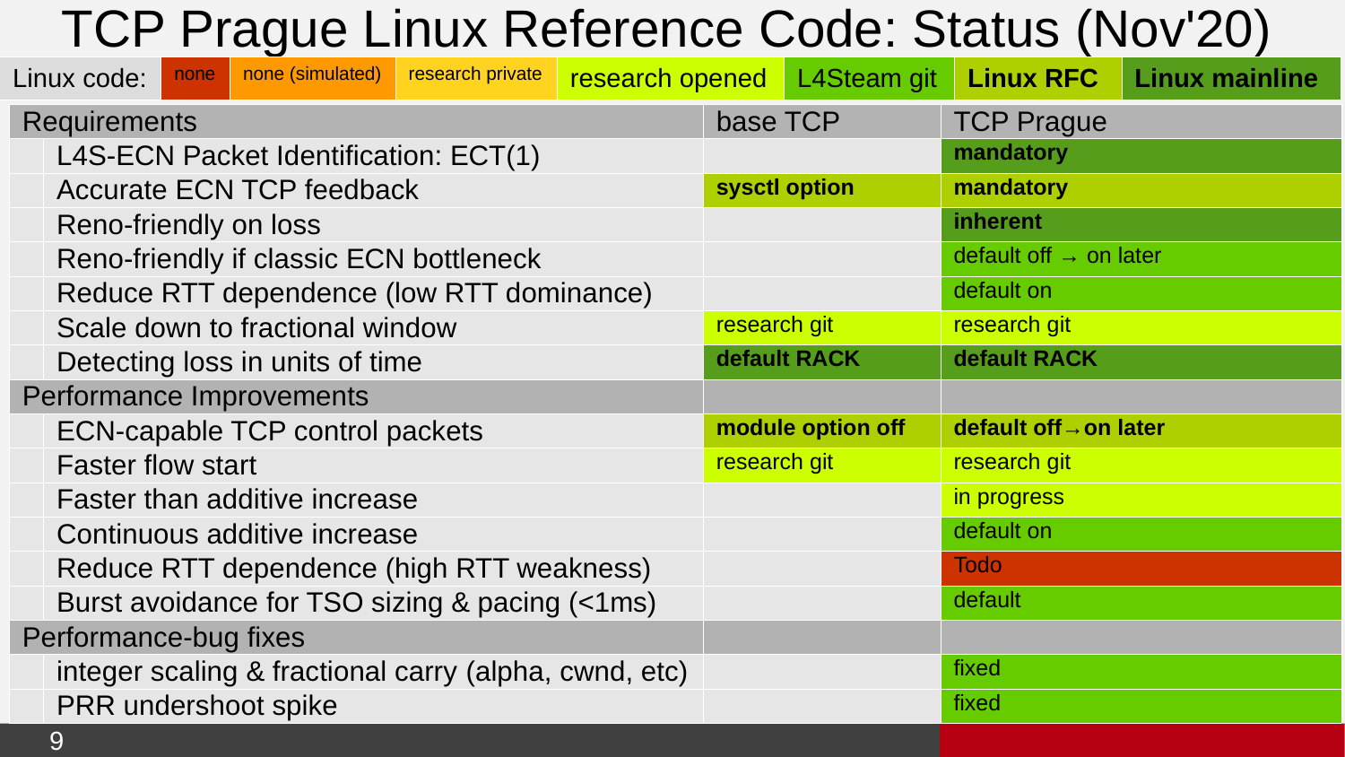# TCP Prague Linux Reference Code: Status (Nov'20)

| Linux code: | none | none (simulated) | research private | research opened | L4Steam git | **Linux RFC** | **Linux mainline** |
|---|---|---|---|---|---|---|---|

| Requirements | base TCP | TCP Prague |
|---|---|---|
| L4S-ECN Packet Identification: ECT(1) | | **mandatory** |
| Accurate ECN TCP feedback | **sysctl option** | **mandatory** |
| Reno-friendly on loss | | **inherent** |
| Reno-friendly if classic ECN bottleneck | | default off → on later |
| Reduce RTT dependence (low RTT dominance) | | default on |
| Scale down to fractional window | research git | research git |
| Detecting loss in units of time | **default RACK** | **default RACK** |
| **Performance Improvements** | | |
| ECN-capable TCP control packets | **module option off** | **default off→on later** |
| Faster flow start | research git | research git |
| Faster than additive increase | | in progress |
| Continuous additive increase | | default on |
| Reduce RTT dependence (high RTT weakness) | | Todo |
| Burst avoidance for TSO sizing & pacing (<1ms) | | default |
| **Performance-bug fixes** | | |
| integer scaling & fractional carry (alpha, cwnd, etc) | | fixed |
| PRR undershoot spike | | fixed |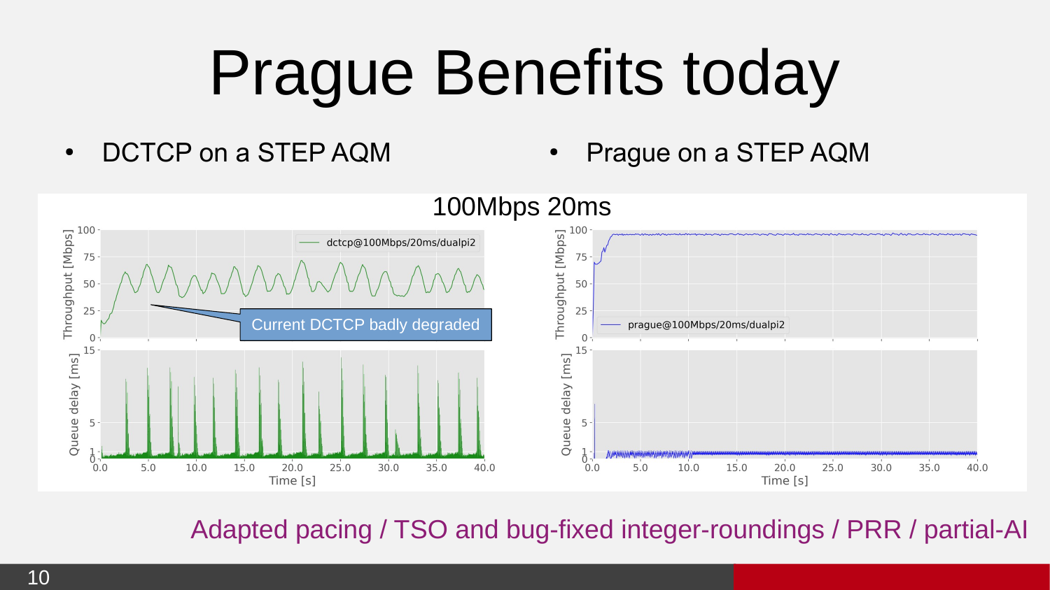# Prague Benefits today

- DCTCP on a STEP AQM
- Prague on a STEP AQM

100Mbps 20ms

Throughput [Mbps]
100
75
50
25
0

dctcp@100Mbps/20ms/dualpi2

Current DCTCP badly degraded

Queue delay [ms]
15
5
1
0

0.0 5.0 10.0 15.0 20.0 25.0 30.0 35.0 40.0
Time [s]

Throughput [Mbps]
100
75
50
25
0

prague@100Mbps/20ms/dualpi2

Queue delay [ms]
15
5
1
0

0.0 5.0 10.0 15.0 20.0 25.0 30.0 35.0 40.0
Time [s]

Adapted pacing / TSO and bug-fixed integer-roundings / PRR / partial-AI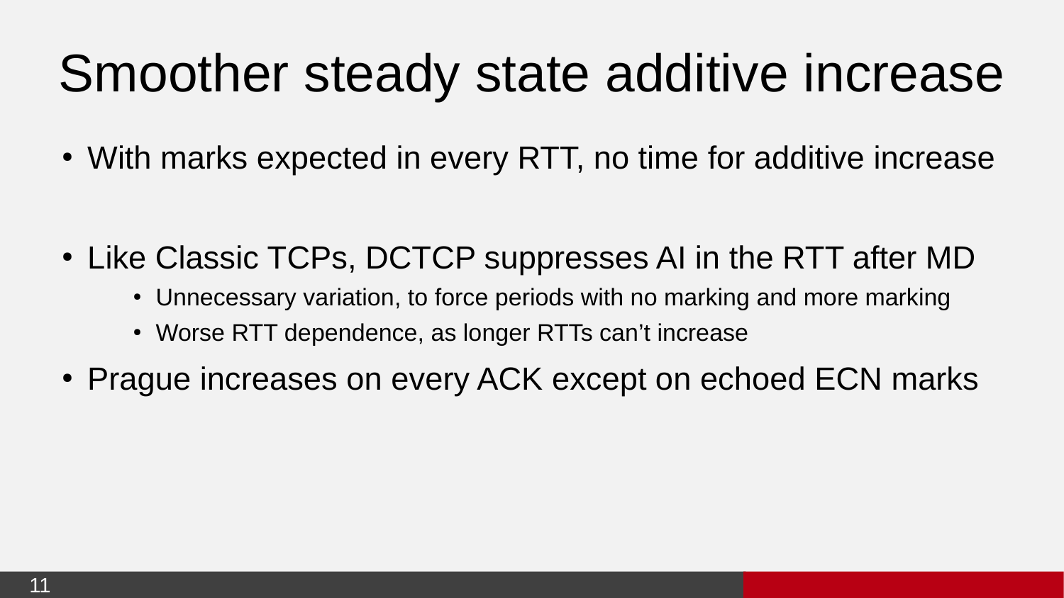# Smoother steady state additive increase

- With marks expected in every RTT, no time for additive increase

- Like Classic TCPs, DCTCP suppresses AI in the RTT after MD
  - Unnecessary variation, to force periods with no marking and more marking
  - Worse RTT dependence, as longer RTTs can't increase
- Prague increases on every ACK except on echoed ECN marks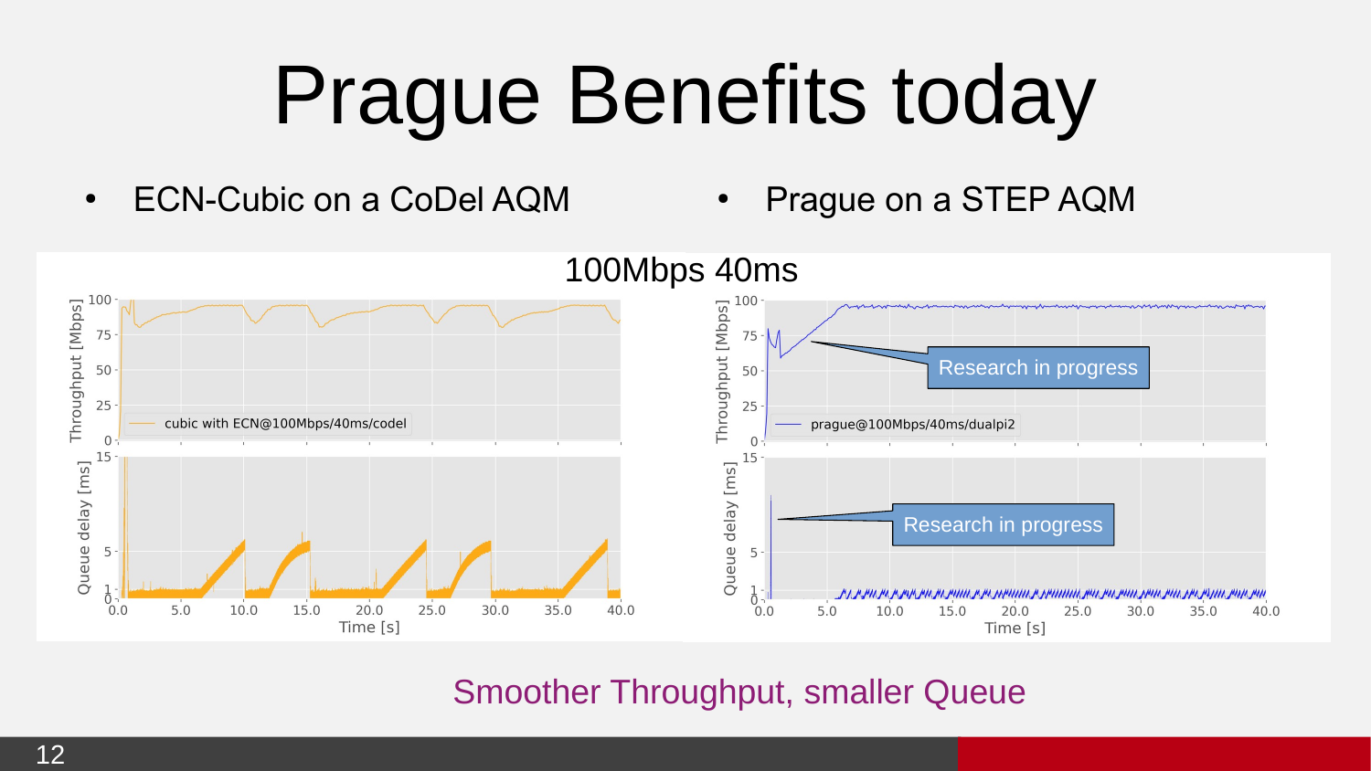# Prague Benefits today

- ECN-Cubic on a CoDel AQM
- Prague on a STEP AQM

100Mbps 40ms

Throughput [Mbps]
100
75
50
25
0
cubic with ECN@100Mbps/40ms/codel

Queue delay [ms]
15
5
1
0
0.0 5.0 10.0 15.0 20.0 25.0 30.0 35.0 40.0
Time [s]

Throughput [Mbps]
100
75
50
25
0
prague@100Mbps/40ms/dualpi2
Research in progress

Queue delay [ms]
15
5
1
0
Research in progress
0.0 5.0 10.0 15.0 20.0 25.0 30.0 35.0 40.0
Time [s]

Smoother Throughput, smaller Queue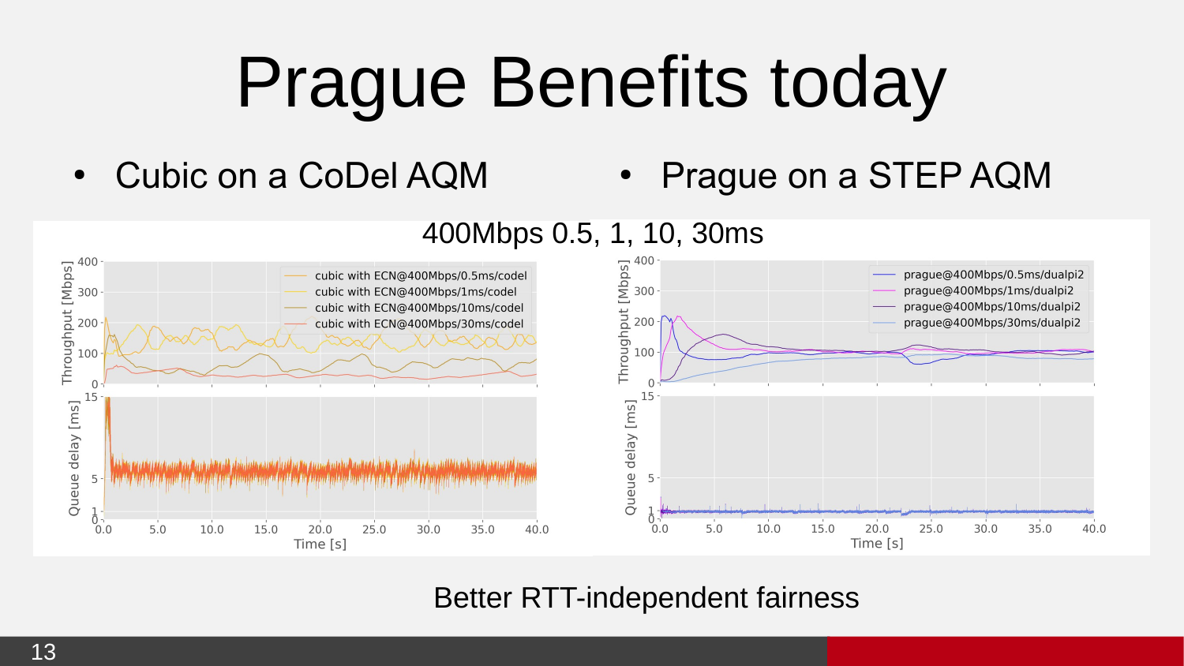# Prague Benefits today

- Cubic on a CoDel AQM
- Prague on a STEP AQM

400Mbps 0.5, 1, 10, 30ms

Throughput [Mbps]
400
300
200
100
0

cubic with ECN@400Mbps/0.5ms/codel
cubic with ECN@400Mbps/1ms/codel
cubic with ECN@400Mbps/10ms/codel
cubic with ECN@400Mbps/30ms/codel

Queue delay [ms]
15
5
1
0

0.0 5.0 10.0 15.0 20.0 25.0 30.0 35.0 40.0
Time [s]

Throughput [Mbps]
400
300
200
100
0

prague@400Mbps/0.5ms/dualpi2
prague@400Mbps/1ms/dualpi2
prague@400Mbps/10ms/dualpi2
prague@400Mbps/30ms/dualpi2

Queue delay [ms]
15
5
1
0

0.0 5.0 10.0 15.0 20.0 25.0 30.0 35.0 40.0
Time [s]

Better RTT-independent fairness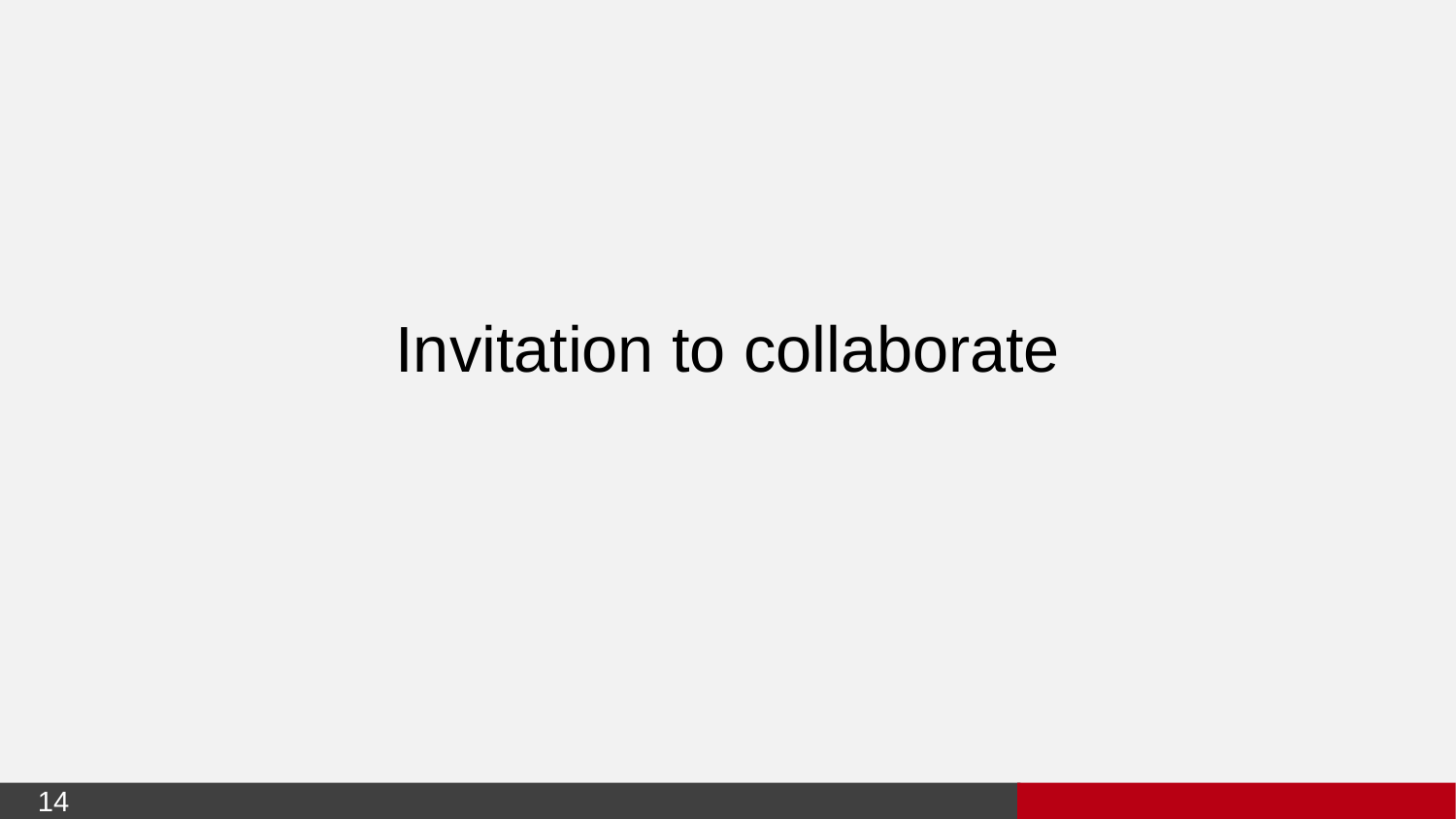# Invitation to collaborate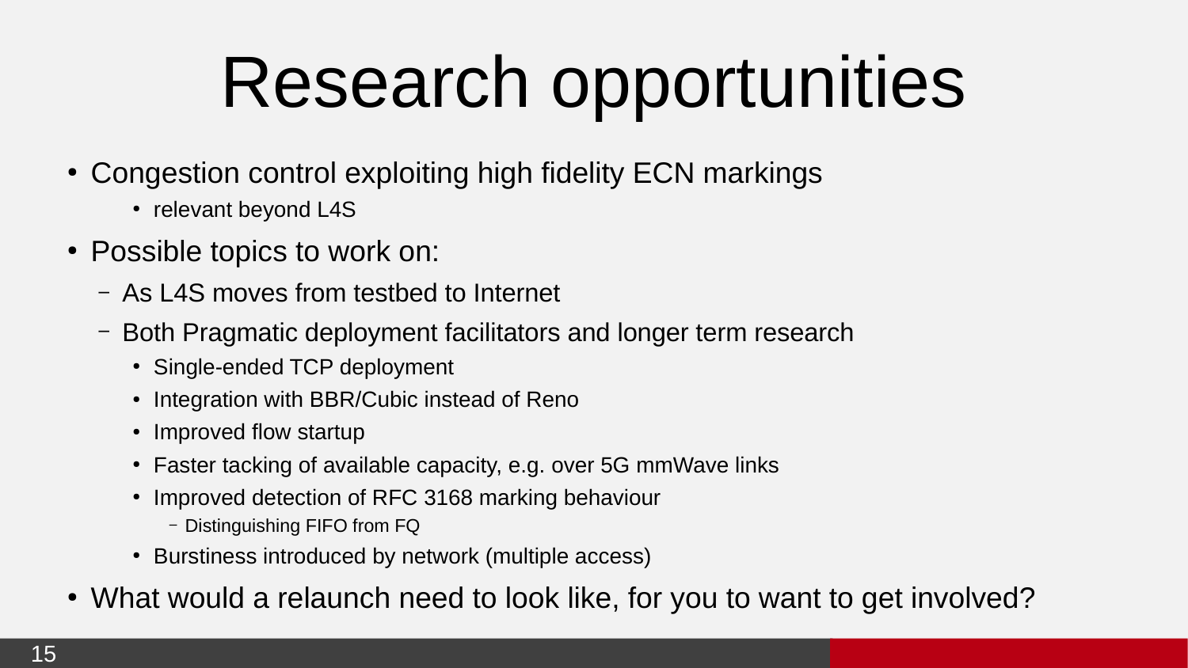# Research opportunities

- Congestion control exploiting high fidelity ECN markings
  - relevant beyond L4S
- Possible topics to work on:
  - As L4S moves from testbed to Internet
  - Both Pragmatic deployment facilitators and longer term research
    - Single-ended TCP deployment
    - Integration with BBR/Cubic instead of Reno
    - Improved flow startup
    - Faster tacking of available capacity, e.g. over 5G mmWave links
    - Improved detection of RFC 3168 marking behaviour
      - Distinguishing FIFO from FQ
    - Burstiness introduced by network (multiple access)
- What would a relaunch need to look like, for you to want to get involved?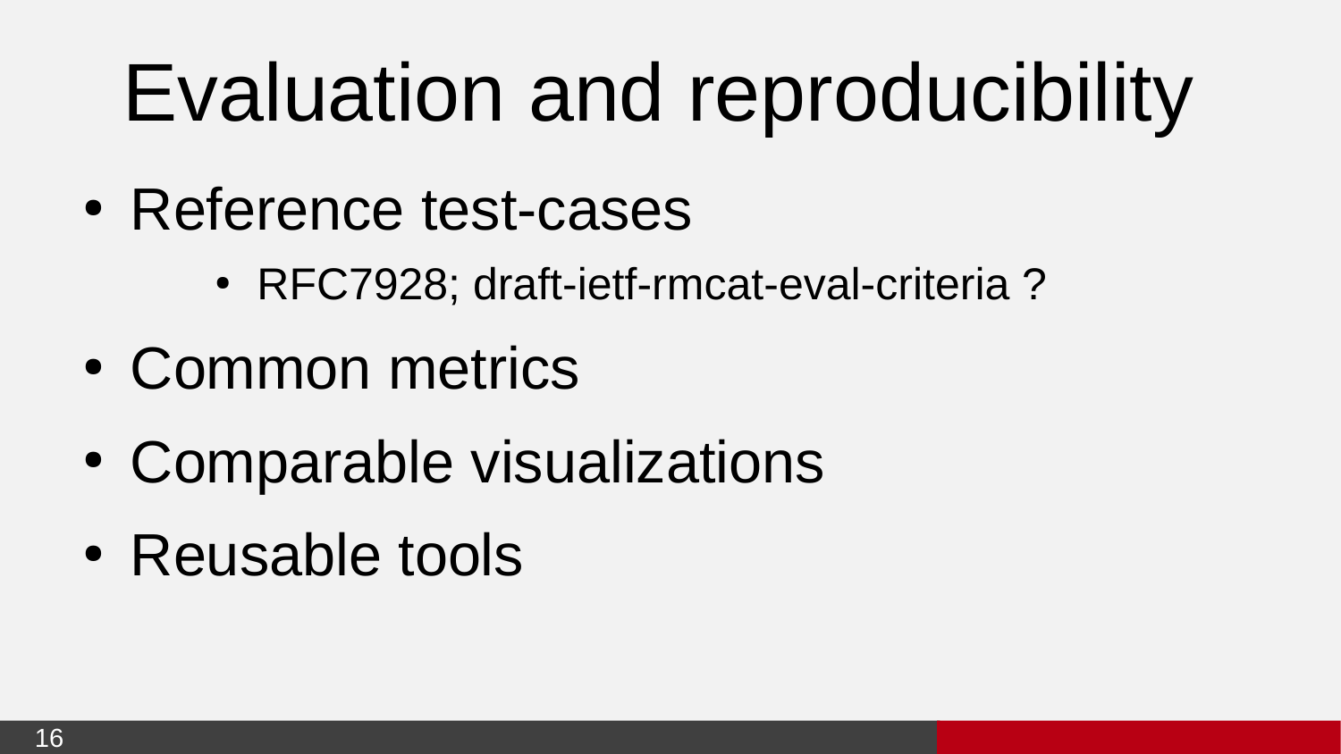# Evaluation and reproducibility

- Reference test-cases
  - RFC7928; draft-ietf-rmcat-eval-criteria ?
- Common metrics
- Comparable visualizations
- Reusable tools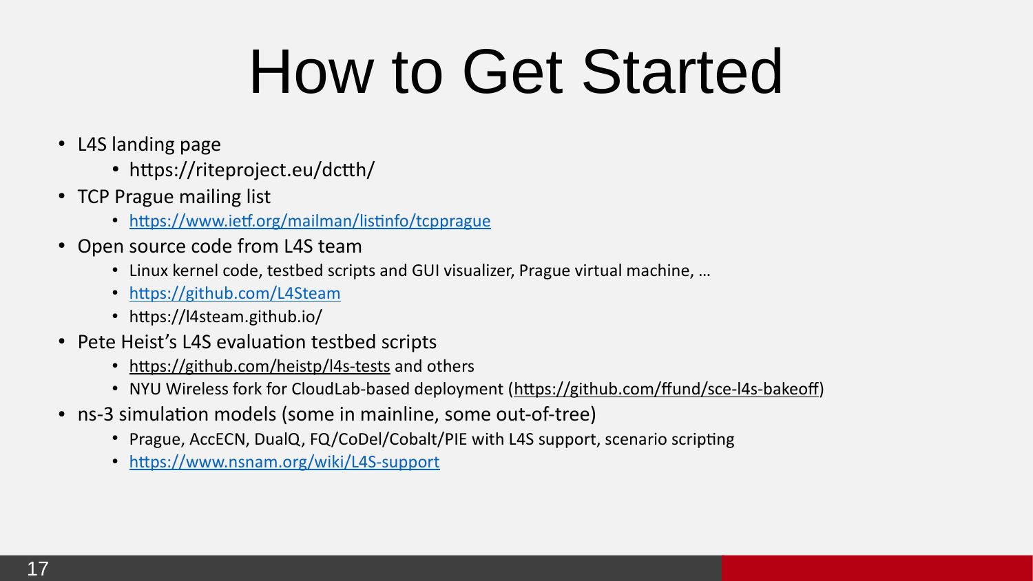# How to Get Started

- L4S landing page
  - https://riteproject.eu/dctth/
- TCP Prague mailing list
  - https://www.ietf.org/mailman/listinfo/tcpprague
- Open source code from L4S team
  - Linux kernel code, testbed scripts and GUI visualizer, Prague virtual machine, …
  - https://github.com/L4Steam
  - https://l4steam.github.io/
- Pete Heist's L4S evaluation testbed scripts
  - https://github.com/heistp/l4s-tests and others
  - NYU Wireless fork for CloudLab-based deployment (https://github.com/ffund/sce-l4s-bakeoff)
- ns-3 simulation models (some in mainline, some out-of-tree)
  - Prague, AccECN, DualQ, FQ/CoDel/Cobalt/PIE with L4S support, scenario scripting
  - https://www.nsnam.org/wiki/L4S-support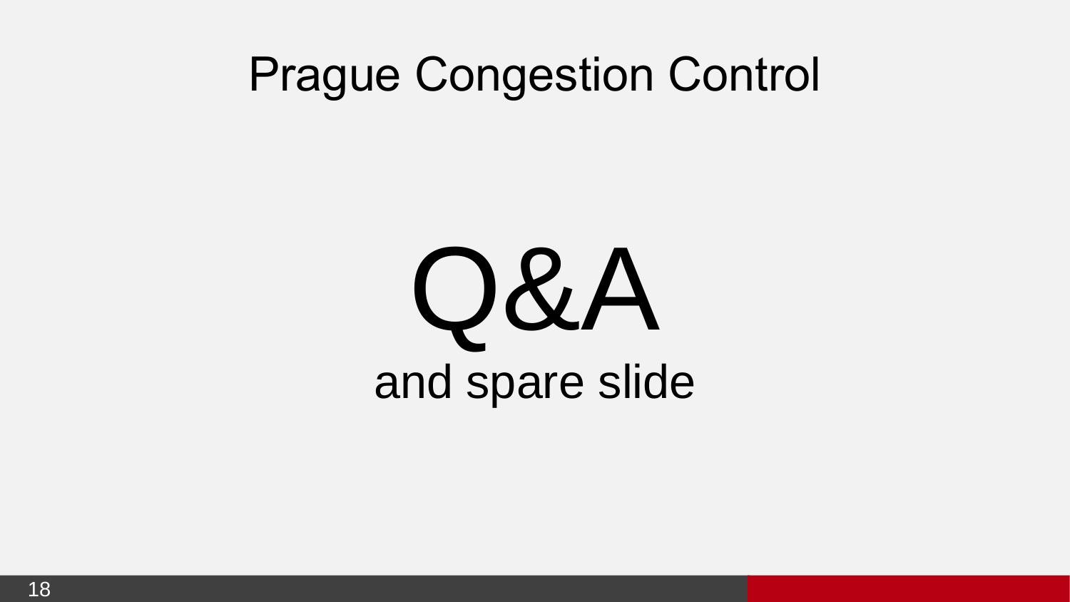# Prague Congestion Control

# Q&A

and spare slide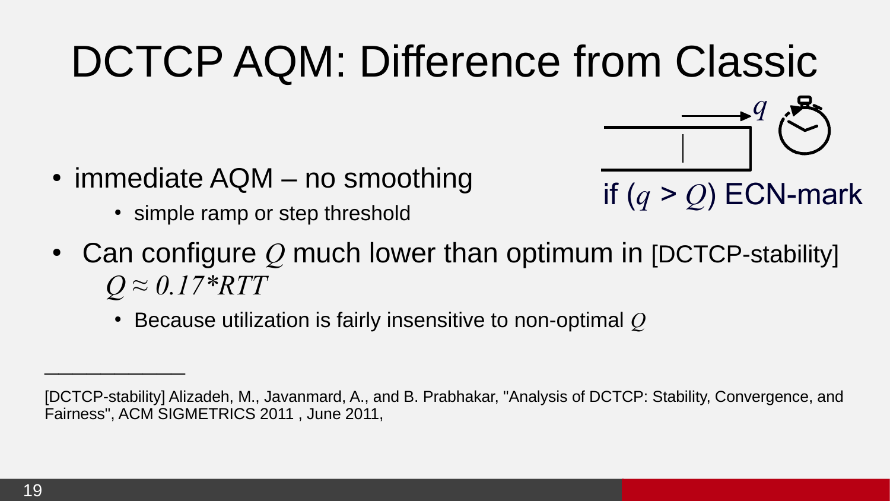# DCTCP AQM: Difference from Classic

$q$

if ($q$ > $Q$) ECN-mark

- immediate AQM – no smoothing
  - simple ramp or step threshold
- Can configure $Q$ much lower than optimum in [DCTCP-stability] $Q \approx 0.17*RTT$
  - Because utilization is fairly insensitive to non-optimal $Q$

---

[DCTCP-stability] Alizadeh, M., Javanmard, A., and B. Prabhakar, "Analysis of DCTCP: Stability, Convergence, and Fairness", ACM SIGMETRICS 2011 , June 2011,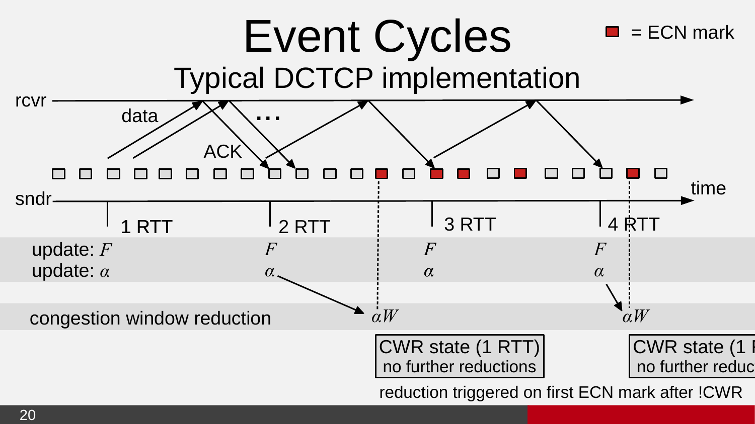# Event Cycles

## Typical DCTCP implementation

■ = ECN mark

rcvr

data

…

ACK

sndr

time

1 RTT

2 RTT

3 RTT

4 RTT

update: $F$ $F$ $F$ $F$

update: $\alpha$ $\alpha$ $\alpha$ $\alpha$

congestion window reduction $\alpha W$ $\alpha W$

CWR state (1 RTT)
no further reductions

CWR state (1 R
no further reduc

reduction triggered on first ECN mark after !CWR